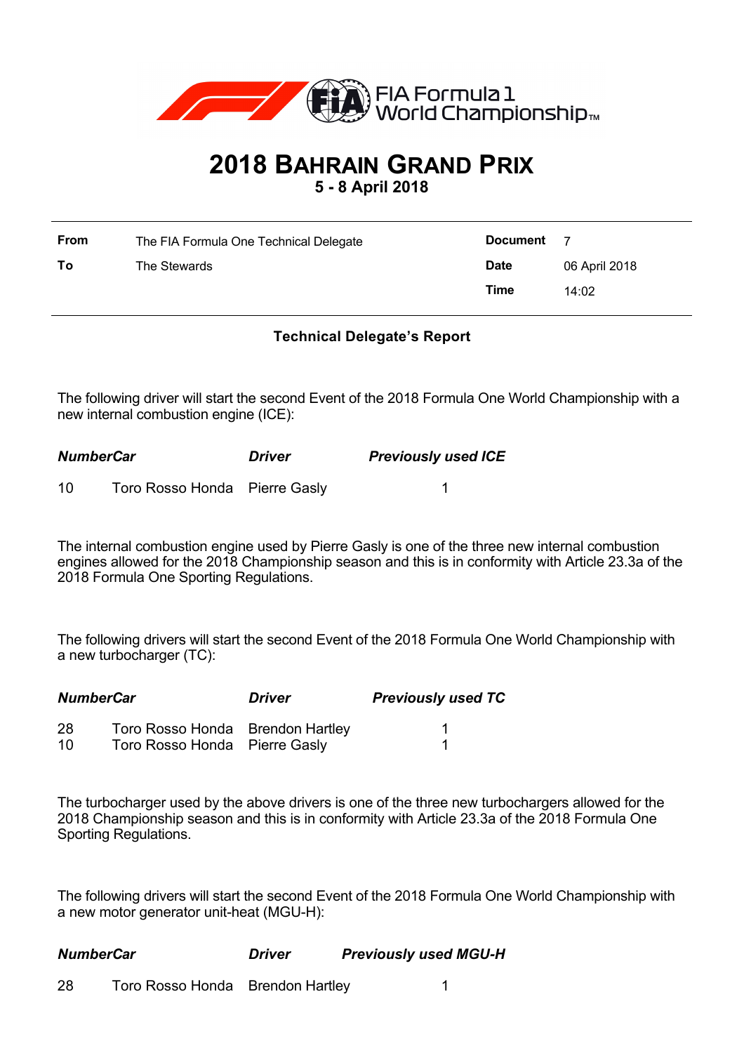FIA Formula 1 World Championship™

# 2018 BAHRAIN GRAND PRIX

**5 - 8 April 2018**

| | | | |
|---|---|---|---|
| **From** | The FIA Formula One Technical Delegate | **Document** | 7 |
| **To** | The Stewards | **Date** | 06 April 2018 |
| | | **Time** | 14:02 |

**Technical Delegate's Report**

The following driver will start the second Event of the 2018 Formula One World Championship with a new internal combustion engine (ICE):

| ***Number*** | ***Car*** | ***Driver*** | ***Previously used ICE*** |
|---|---|---|---|
| 10 | Toro Rosso Honda | Pierre Gasly | 1 |

The internal combustion engine used by Pierre Gasly is one of the three new internal combustion engines allowed for the 2018 Championship season and this is in conformity with Article 23.3a of the 2018 Formula One Sporting Regulations.

The following drivers will start the second Event of the 2018 Formula One World Championship with a new turbocharger (TC):

| ***Number*** | ***Car*** | ***Driver*** | ***Previously used TC*** |
|---|---|---|---|
| 28 | Toro Rosso Honda | Brendon Hartley | 1 |
| 10 | Toro Rosso Honda | Pierre Gasly | 1 |

The turbocharger used by the above drivers is one of the three new turbochargers allowed for the 2018 Championship season and this is in conformity with Article 23.3a of the 2018 Formula One Sporting Regulations.

The following drivers will start the second Event of the 2018 Formula One World Championship with a new motor generator unit-heat (MGU-H):

| ***Number*** | ***Car*** | ***Driver*** | ***Previously used MGU-H*** |
|---|---|---|---|
| 28 | Toro Rosso Honda | Brendon Hartley | 1 |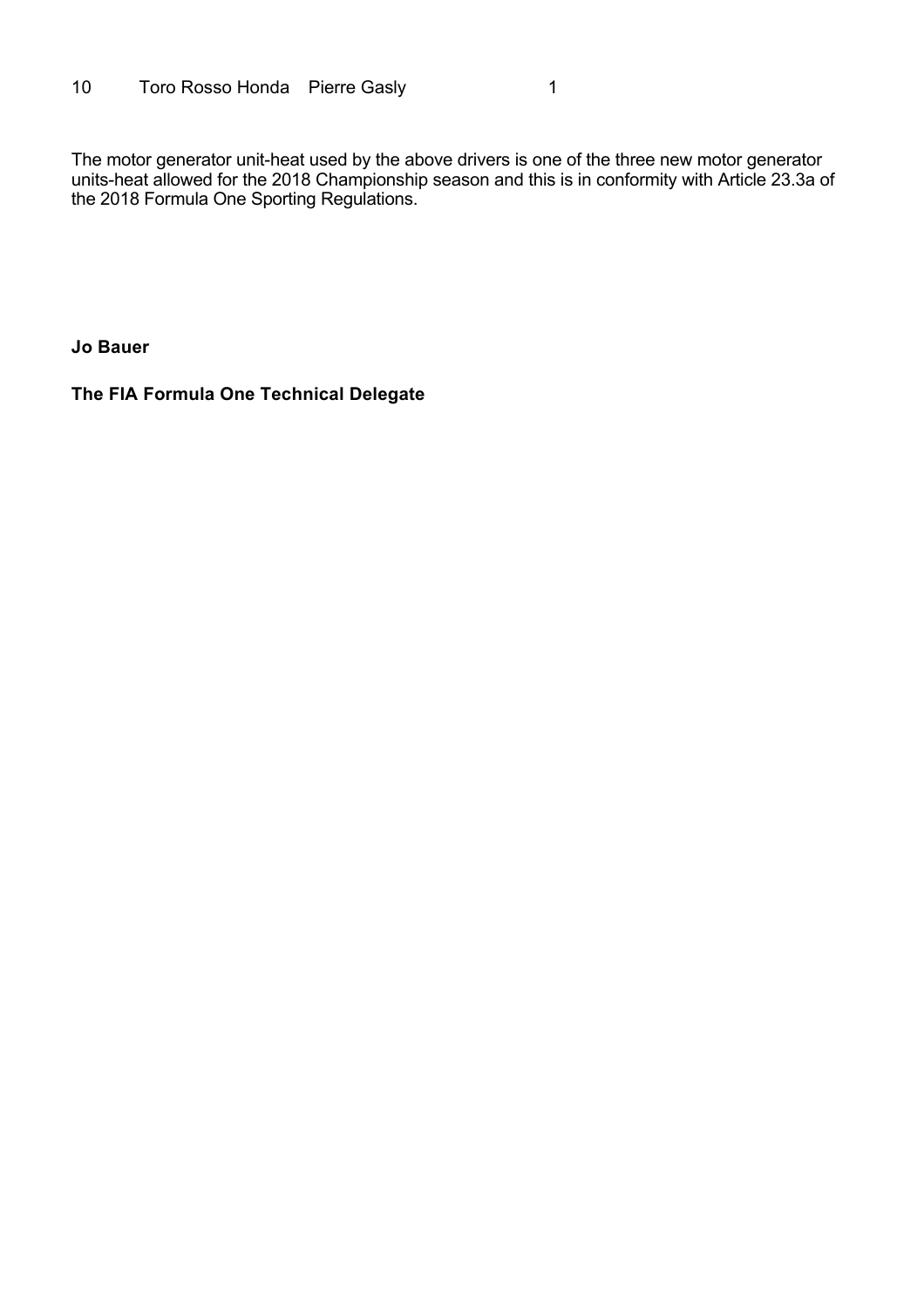| | | | |
|---|---|---|---|
| 10 | Toro Rosso Honda | Pierre Gasly | 1 |

The motor generator unit-heat used by the above drivers is one of the three new motor generator units-heat allowed for the 2018 Championship season and this is in conformity with Article 23.3a of the 2018 Formula One Sporting Regulations.

**Jo Bauer**

**The FIA Formula One Technical Delegate**